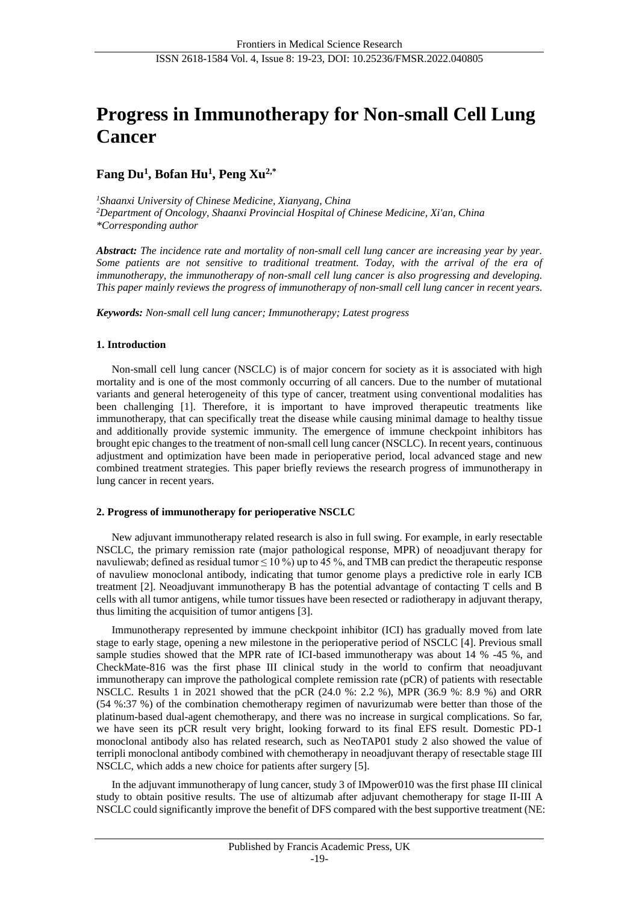# Progress in Immunotherapy for Non-small Cell Lung Cancer

**Fang Du[1], Bofan Hu[1], Peng Xu[2,*]**

*[1]Shaanxi University of Chinese Medicine, Xianyang, China*
*[2]Department of Oncology, Shaanxi Provincial Hospital of Chinese Medicine, Xi'an, China*
*\*Corresponding author*

***Abstract:** The incidence rate and mortality of non-small cell lung cancer are increasing year by year. Some patients are not sensitive to traditional treatment. Today, with the arrival of the era of immunotherapy, the immunotherapy of non-small cell lung cancer is also progressing and developing. This paper mainly reviews the progress of immunotherapy of non-small cell lung cancer in recent years.*

***Keywords:** Non-small cell lung cancer; Immunotherapy; Latest progress*

## 1. Introduction

Non-small cell lung cancer (NSCLC) is of major concern for society as it is associated with high mortality and is one of the most commonly occurring of all cancers. Due to the number of mutational variants and general heterogeneity of this type of cancer, treatment using conventional modalities has been challenging [1]. Therefore, it is important to have improved therapeutic treatments like immunotherapy, that can specifically treat the disease while causing minimal damage to healthy tissue and additionally provide systemic immunity. The emergence of immune checkpoint inhibitors has brought epic changes to the treatment of non-small cell lung cancer (NSCLC). In recent years, continuous adjustment and optimization have been made in perioperative period, local advanced stage and new combined treatment strategies. This paper briefly reviews the research progress of immunotherapy in lung cancer in recent years.

## 2. Progress of immunotherapy for perioperative NSCLC

New adjuvant immunotherapy related research is also in full swing. For example, in early resectable NSCLC, the primary remission rate (major pathological response, MPR) of neoadjuvant therapy for navuliewab; defined as residual tumor ≤ 10 %) up to 45 %, and TMB can predict the therapeutic response of navuliew monoclonal antibody, indicating that tumor genome plays a predictive role in early ICB treatment [2]. Neoadjuvant immunotherapy B has the potential advantage of contacting T cells and B cells with all tumor antigens, while tumor tissues have been resected or radiotherapy in adjuvant therapy, thus limiting the acquisition of tumor antigens [3].

Immunotherapy represented by immune checkpoint inhibitor (ICI) has gradually moved from late stage to early stage, opening a new milestone in the perioperative period of NSCLC [4]. Previous small sample studies showed that the MPR rate of ICI-based immunotherapy was about 14 % -45 %, and CheckMate-816 was the first phase III clinical study in the world to confirm that neoadjuvant immunotherapy can improve the pathological complete remission rate (pCR) of patients with resectable NSCLC. Results 1 in 2021 showed that the pCR (24.0 %: 2.2 %), MPR (36.9 %: 8.9 %) and ORR (54 %:37 %) of the combination chemotherapy regimen of navurizumab were better than those of the platinum-based dual-agent chemotherapy, and there was no increase in surgical complications. So far, we have seen its pCR result very bright, looking forward to its final EFS result. Domestic PD-1 monoclonal antibody also has related research, such as NeoTAP01 study 2 also showed the value of terripli monoclonal antibody combined with chemotherapy in neoadjuvant therapy of resectable stage III NSCLC, which adds a new choice for patients after surgery [5].

In the adjuvant immunotherapy of lung cancer, study 3 of IMpower010 was the first phase III clinical study to obtain positive results. The use of altizumab after adjuvant chemotherapy for stage II-III A NSCLC could significantly improve the benefit of DFS compared with the best supportive treatment (NE: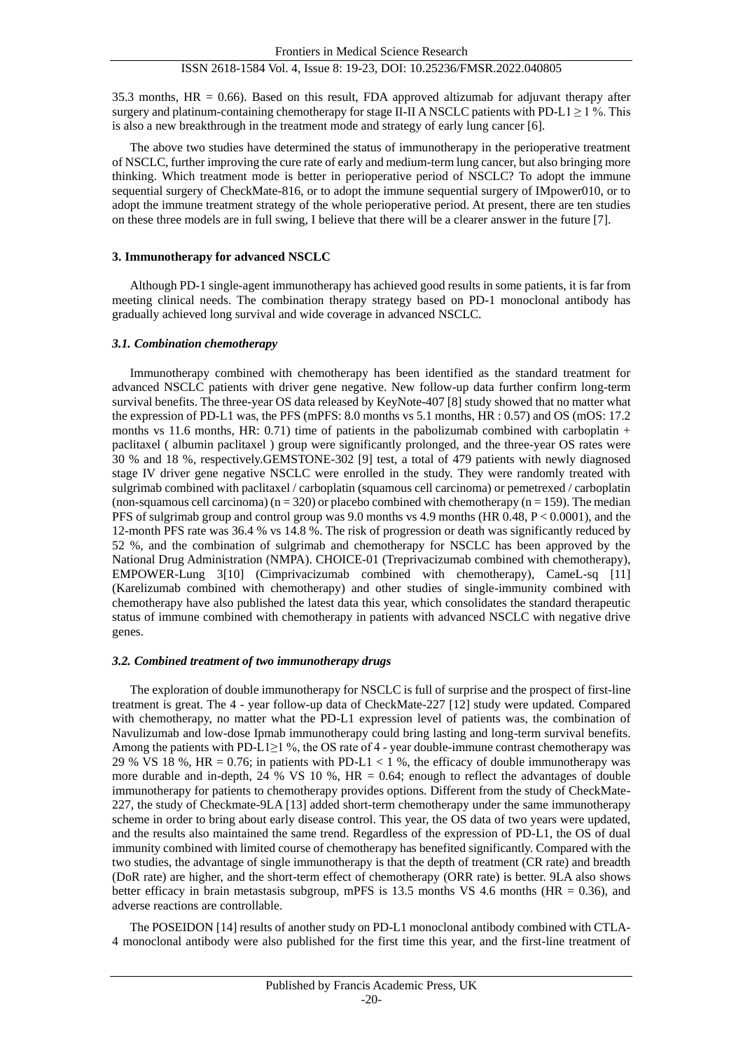35.3 months, HR = 0.66). Based on this result, FDA approved altizumab for adjuvant therapy after surgery and platinum-containing chemotherapy for stage II-II A NSCLC patients with PD-L1 ≥ 1 %. This is also a new breakthrough in the treatment mode and strategy of early lung cancer [6].

The above two studies have determined the status of immunotherapy in the perioperative treatment of NSCLC, further improving the cure rate of early and medium-term lung cancer, but also bringing more thinking. Which treatment mode is better in perioperative period of NSCLC? To adopt the immune sequential surgery of CheckMate-816, or to adopt the immune sequential surgery of IMpower010, or to adopt the immune treatment strategy of the whole perioperative period. At present, there are ten studies on these three models are in full swing, I believe that there will be a clearer answer in the future [7].

### 3. Immunotherapy for advanced NSCLC

Although PD-1 single-agent immunotherapy has achieved good results in some patients, it is far from meeting clinical needs. The combination therapy strategy based on PD-1 monoclonal antibody has gradually achieved long survival and wide coverage in advanced NSCLC.

#### *3.1. Combination chemotherapy*

Immunotherapy combined with chemotherapy has been identified as the standard treatment for advanced NSCLC patients with driver gene negative. New follow-up data further confirm long-term survival benefits. The three-year OS data released by KeyNote-407 [8] study showed that no matter what the expression of PD-L1 was, the PFS (mPFS: 8.0 months vs 5.1 months, HR : 0.57) and OS (mOS: 17.2 months vs 11.6 months, HR: 0.71) time of patients in the pabolizumab combined with carboplatin + paclitaxel ( albumin paclitaxel ) group were significantly prolonged, and the three-year OS rates were 30 % and 18 %, respectively.GEMSTONE-302 [9] test, a total of 479 patients with newly diagnosed stage IV driver gene negative NSCLC were enrolled in the study. They were randomly treated with sulgrimab combined with paclitaxel / carboplatin (squamous cell carcinoma) or pemetrexed / carboplatin (non-squamous cell carcinoma) (n = 320) or placebo combined with chemotherapy (n = 159). The median PFS of sulgrimab group and control group was 9.0 months vs 4.9 months (HR 0.48, P < 0.0001), and the 12-month PFS rate was 36.4 % vs 14.8 %. The risk of progression or death was significantly reduced by 52 %, and the combination of sulgrimab and chemotherapy for NSCLC has been approved by the National Drug Administration (NMPA). CHOICE-01 (Treprivacizumab combined with chemotherapy), EMPOWER-Lung 3[10] (Cimprivacizumab combined with chemotherapy), CameL-sq [11] (Karelizumab combined with chemotherapy) and other studies of single-immunity combined with chemotherapy have also published the latest data this year, which consolidates the standard therapeutic status of immune combined with chemotherapy in patients with advanced NSCLC with negative drive genes.

#### *3.2. Combined treatment of two immunotherapy drugs*

The exploration of double immunotherapy for NSCLC is full of surprise and the prospect of first-line treatment is great. The 4 - year follow-up data of CheckMate-227 [12] study were updated. Compared with chemotherapy, no matter what the PD-L1 expression level of patients was, the combination of Navulizumab and low-dose Ipmab immunotherapy could bring lasting and long-term survival benefits. Among the patients with PD-L1≥1 %, the OS rate of 4 - year double-immune contrast chemotherapy was 29 % VS 18 %, HR = 0.76; in patients with PD-L1 < 1 %, the efficacy of double immunotherapy was more durable and in-depth, 24 % VS 10 %, HR = 0.64; enough to reflect the advantages of double immunotherapy for patients to chemotherapy provides options. Different from the study of CheckMate-227, the study of Checkmate-9LA [13] added short-term chemotherapy under the same immunotherapy scheme in order to bring about early disease control. This year, the OS data of two years were updated, and the results also maintained the same trend. Regardless of the expression of PD-L1, the OS of dual immunity combined with limited course of chemotherapy has benefited significantly. Compared with the two studies, the advantage of single immunotherapy is that the depth of treatment (CR rate) and breadth (DoR rate) are higher, and the short-term effect of chemotherapy (ORR rate) is better. 9LA also shows better efficacy in brain metastasis subgroup, mPFS is 13.5 months VS 4.6 months (HR = 0.36), and adverse reactions are controllable.

The POSEIDON [14] results of another study on PD-L1 monoclonal antibody combined with CTLA-4 monoclonal antibody were also published for the first time this year, and the first-line treatment of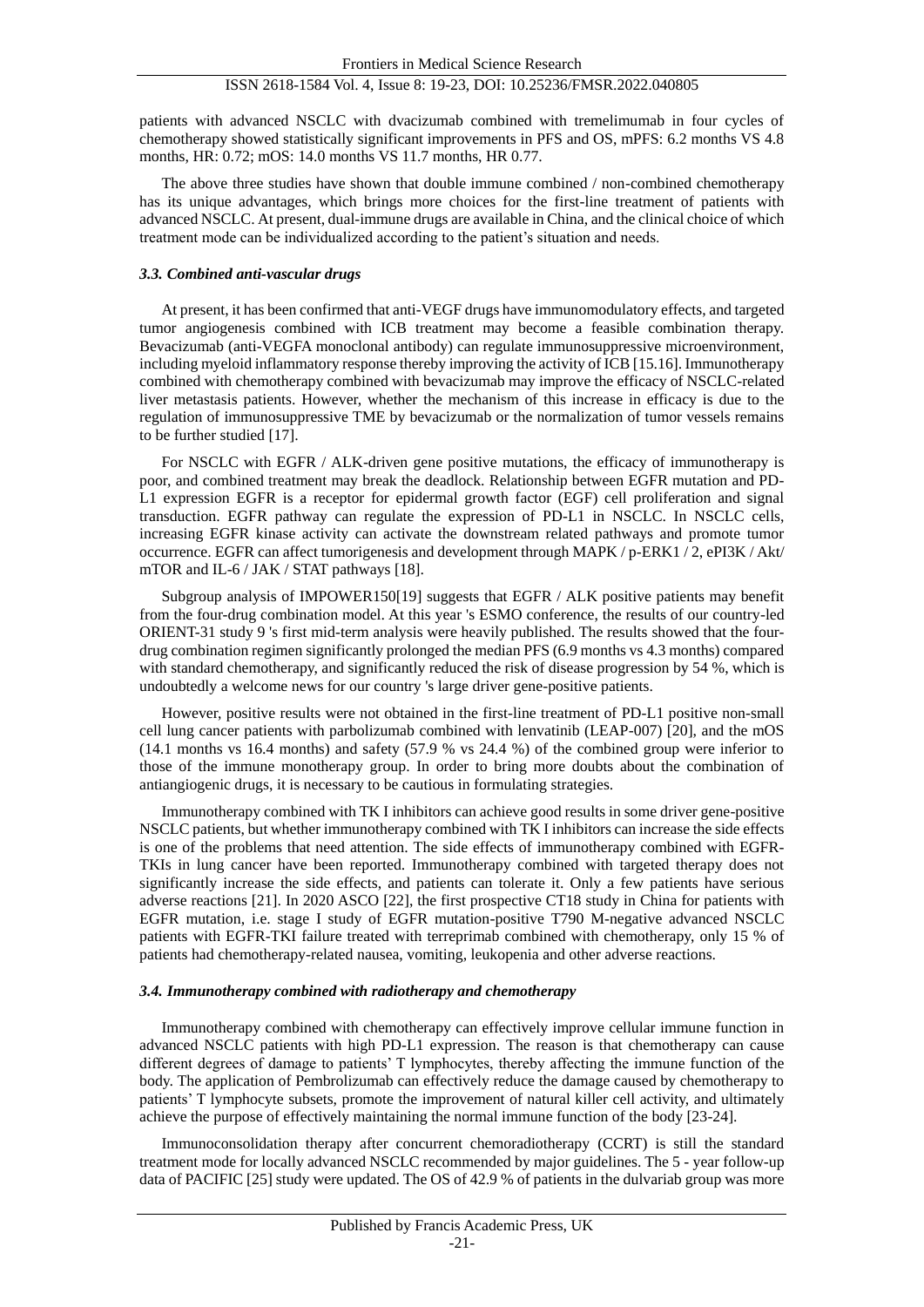patients with advanced NSCLC with dvacizumab combined with tremelimumab in four cycles of chemotherapy showed statistically significant improvements in PFS and OS, mPFS: 6.2 months VS 4.8 months, HR: 0.72; mOS: 14.0 months VS 11.7 months, HR 0.77.

The above three studies have shown that double immune combined / non-combined chemotherapy has its unique advantages, which brings more choices for the first-line treatment of patients with advanced NSCLC. At present, dual-immune drugs are available in China, and the clinical choice of which treatment mode can be individualized according to the patient's situation and needs.

### *3.3. Combined anti-vascular drugs*

At present, it has been confirmed that anti-VEGF drugs have immunomodulatory effects, and targeted tumor angiogenesis combined with ICB treatment may become a feasible combination therapy. Bevacizumab (anti-VEGFA monoclonal antibody) can regulate immunosuppressive microenvironment, including myeloid inflammatory response thereby improving the activity of ICB [15.16]. Immunotherapy combined with chemotherapy combined with bevacizumab may improve the efficacy of NSCLC-related liver metastasis patients. However, whether the mechanism of this increase in efficacy is due to the regulation of immunosuppressive TME by bevacizumab or the normalization of tumor vessels remains to be further studied [17].

For NSCLC with EGFR / ALK-driven gene positive mutations, the efficacy of immunotherapy is poor, and combined treatment may break the deadlock. Relationship between EGFR mutation and PD-L1 expression EGFR is a receptor for epidermal growth factor (EGF) cell proliferation and signal transduction. EGFR pathway can regulate the expression of PD-L1 in NSCLC. In NSCLC cells, increasing EGFR kinase activity can activate the downstream related pathways and promote tumor occurrence. EGFR can affect tumorigenesis and development through MAPK / p-ERK1 / 2, ePI3K / Akt/ mTOR and IL-6 / JAK / STAT pathways [18].

Subgroup analysis of IMPOWER150[19] suggests that EGFR / ALK positive patients may benefit from the four-drug combination model. At this year 's ESMO conference, the results of our country-led ORIENT-31 study 9 's first mid-term analysis were heavily published. The results showed that the four-drug combination regimen significantly prolonged the median PFS (6.9 months vs 4.3 months) compared with standard chemotherapy, and significantly reduced the risk of disease progression by 54 %, which is undoubtedly a welcome news for our country 's large driver gene-positive patients.

However, positive results were not obtained in the first-line treatment of PD-L1 positive non-small cell lung cancer patients with parbolizumab combined with lenvatinib (LEAP-007) [20], and the mOS (14.1 months vs 16.4 months) and safety (57.9 % vs 24.4 %) of the combined group were inferior to those of the immune monotherapy group. In order to bring more doubts about the combination of antiangiogenic drugs, it is necessary to be cautious in formulating strategies.

Immunotherapy combined with TK I inhibitors can achieve good results in some driver gene-positive NSCLC patients, but whether immunotherapy combined with TK I inhibitors can increase the side effects is one of the problems that need attention. The side effects of immunotherapy combined with EGFR-TKIs in lung cancer have been reported. Immunotherapy combined with targeted therapy does not significantly increase the side effects, and patients can tolerate it. Only a few patients have serious adverse reactions [21]. In 2020 ASCO [22], the first prospective CT18 study in China for patients with EGFR mutation, i.e. stage I study of EGFR mutation-positive T790 M-negative advanced NSCLC patients with EGFR-TKI failure treated with terreprimab combined with chemotherapy, only 15 % of patients had chemotherapy-related nausea, vomiting, leukopenia and other adverse reactions.

### *3.4. Immunotherapy combined with radiotherapy and chemotherapy*

Immunotherapy combined with chemotherapy can effectively improve cellular immune function in advanced NSCLC patients with high PD-L1 expression. The reason is that chemotherapy can cause different degrees of damage to patients' T lymphocytes, thereby affecting the immune function of the body. The application of Pembrolizumab can effectively reduce the damage caused by chemotherapy to patients' T lymphocyte subsets, promote the improvement of natural killer cell activity, and ultimately achieve the purpose of effectively maintaining the normal immune function of the body [23-24].

Immunoconsolidation therapy after concurrent chemoradiotherapy (CCRT) is still the standard treatment mode for locally advanced NSCLC recommended by major guidelines. The 5 - year follow-up data of PACIFIC [25] study were updated. The OS of 42.9 % of patients in the dulvariab group was more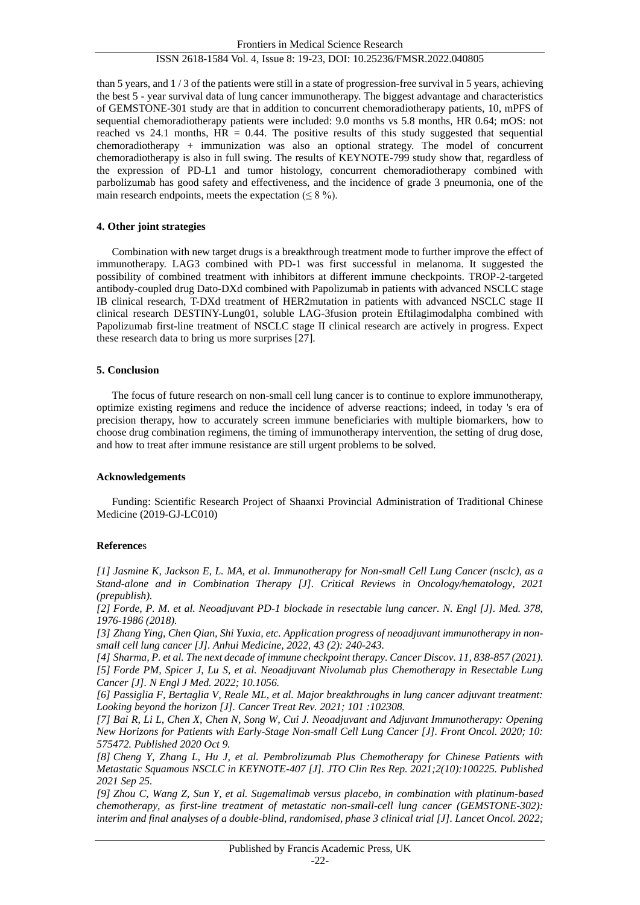than 5 years, and 1 / 3 of the patients were still in a state of progression-free survival in 5 years, achieving the best 5 - year survival data of lung cancer immunotherapy. The biggest advantage and characteristics of GEMSTONE-301 study are that in addition to concurrent chemoradiotherapy patients, 10, mPFS of sequential chemoradiotherapy patients were included: 9.0 months vs 5.8 months, HR 0.64; mOS: not reached vs 24.1 months, HR = 0.44. The positive results of this study suggested that sequential chemoradiotherapy + immunization was also an optional strategy. The model of concurrent chemoradiotherapy is also in full swing. The results of KEYNOTE-799 study show that, regardless of the expression of PD-L1 and tumor histology, concurrent chemoradiotherapy combined with parbolizumab has good safety and effectiveness, and the incidence of grade 3 pneumonia, one of the main research endpoints, meets the expectation (≤ 8 %).

#### 4. Other joint strategies

Combination with new target drugs is a breakthrough treatment mode to further improve the effect of immunotherapy. LAG3 combined with PD-1 was first successful in melanoma. It suggested the possibility of combined treatment with inhibitors at different immune checkpoints. TROP-2-targeted antibody-coupled drug Dato-DXd combined with Papolizumab in patients with advanced NSCLC stage IB clinical research, T-DXd treatment of HER2mutation in patients with advanced NSCLC stage II clinical research DESTINY-Lung01, soluble LAG-3fusion protein Eftilagimodalpha combined with Papolizumab first-line treatment of NSCLC stage II clinical research are actively in progress. Expect these research data to bring us more surprises [27].

#### 5. Conclusion

The focus of future research on non-small cell lung cancer is to continue to explore immunotherapy, optimize existing regimens and reduce the incidence of adverse reactions; indeed, in today 's era of precision therapy, how to accurately screen immune beneficiaries with multiple biomarkers, how to choose drug combination regimens, the timing of immunotherapy intervention, the setting of drug dose, and how to treat after immune resistance are still urgent problems to be solved.

#### Acknowledgements

Funding: Scientific Research Project of Shaanxi Provincial Administration of Traditional Chinese Medicine (2019-GJ-LC010)

#### References

*[1] Jasmine K, Jackson E, L. MA, et al. Immunotherapy for Non-small Cell Lung Cancer (nsclc), as a Stand-alone and in Combination Therapy [J]. Critical Reviews in Oncology/hematology, 2021 (prepublish).*

*[2] Forde, P. M. et al. Neoadjuvant PD-1 blockade in resectable lung cancer. N. Engl [J]. Med. 378, 1976-1986 (2018).*

*[3] Zhang Ying, Chen Qian, Shi Yuxia, etc. Application progress of neoadjuvant immunotherapy in non-small cell lung cancer [J]. Anhui Medicine, 2022, 43 (2): 240-243.*

*[4] Sharma, P. et al. The next decade of immune checkpoint therapy. Cancer Discov. 11, 838-857 (2021).*

*[5] Forde PM, Spicer J, Lu S, et al. Neoadjuvant Nivolumab plus Chemotherapy in Resectable Lung Cancer [J]. N Engl J Med. 2022; 10.1056.*

*[6] Passiglia F, Bertaglia V, Reale ML, et al. Major breakthroughs in lung cancer adjuvant treatment: Looking beyond the horizon [J]. Cancer Treat Rev. 2021; 101 :102308.*

*[7] Bai R, Li L, Chen X, Chen N, Song W, Cui J. Neoadjuvant and Adjuvant Immunotherapy: Opening New Horizons for Patients with Early-Stage Non-small Cell Lung Cancer [J]. Front Oncol. 2020; 10: 575472. Published 2020 Oct 9.*

*[8] Cheng Y, Zhang L, Hu J, et al. Pembrolizumab Plus Chemotherapy for Chinese Patients with Metastatic Squamous NSCLC in KEYNOTE-407 [J]. JTO Clin Res Rep. 2021;2(10):100225. Published 2021 Sep 25.*

*[9] Zhou C, Wang Z, Sun Y, et al. Sugemalimab versus placebo, in combination with platinum-based chemotherapy, as first-line treatment of metastatic non-small-cell lung cancer (GEMSTONE-302): interim and final analyses of a double-blind, randomised, phase 3 clinical trial [J]. Lancet Oncol. 2022;*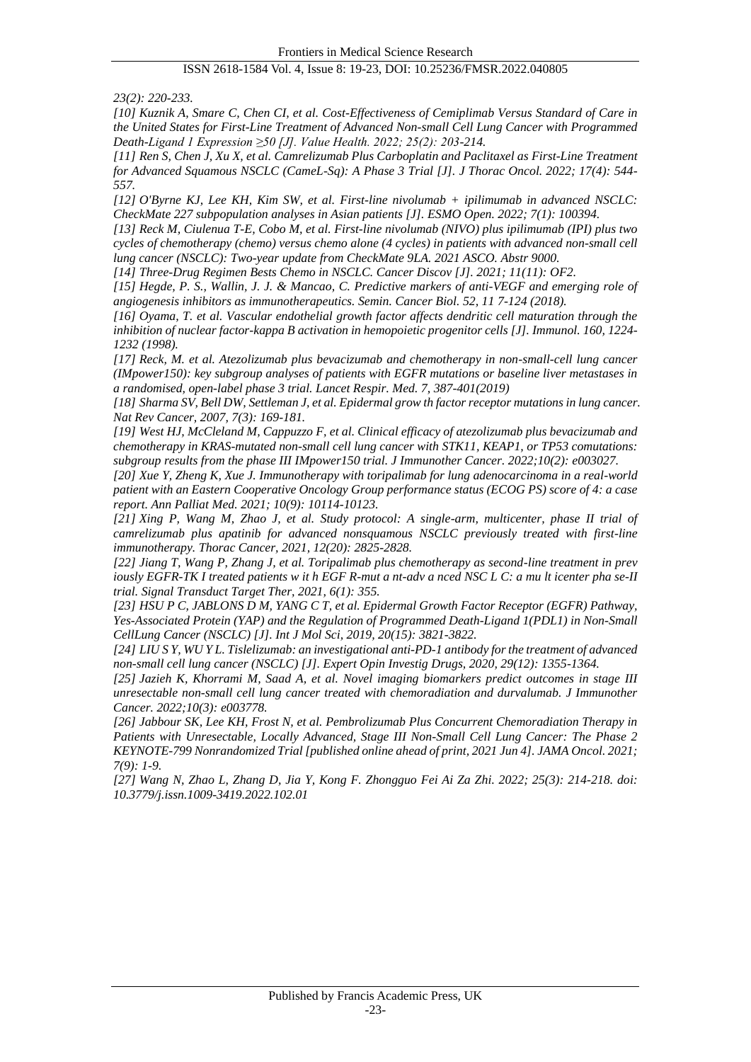*23(2): 220-233.*

*[10] Kuznik A, Smare C, Chen CI, et al. Cost-Effectiveness of Cemiplimab Versus Standard of Care in the United States for First-Line Treatment of Advanced Non-small Cell Lung Cancer with Programmed Death-Ligand 1 Expression ≥50 [J]. Value Health. 2022; 25(2): 203-214.*

*[11] Ren S, Chen J, Xu X, et al. Camrelizumab Plus Carboplatin and Paclitaxel as First-Line Treatment for Advanced Squamous NSCLC (CameL-Sq): A Phase 3 Trial [J]. J Thorac Oncol. 2022; 17(4): 544-557.*

*[12] O'Byrne KJ, Lee KH, Kim SW, et al. First-line nivolumab + ipilimumab in advanced NSCLC: CheckMate 227 subpopulation analyses in Asian patients [J]. ESMO Open. 2022; 7(1): 100394.*

*[13] Reck M, Ciulenua T-E, Cobo M, et al. First-line nivolumab (NIVO) plus ipilimumab (IPI) plus two cycles of chemotherapy (chemo) versus chemo alone (4 cycles) in patients with advanced non-small cell lung cancer (NSCLC): Two-year update from CheckMate 9LA. 2021 ASCO. Abstr 9000.*

*[14] Three-Drug Regimen Bests Chemo in NSCLC. Cancer Discov [J]. 2021; 11(11): OF2.*

*[15] Hegde, P. S., Wallin, J. J. & Mancao, C. Predictive markers of anti-VEGF and emerging role of angiogenesis inhibitors as immunotherapeutics. Semin. Cancer Biol. 52, 11 7-124 (2018).*

*[16] Oyama, T. et al. Vascular endothelial growth factor affects dendritic cell maturation through the inhibition of nuclear factor-kappa B activation in hemopoietic progenitor cells [J]. Immunol. 160, 1224-1232 (1998).*

*[17] Reck, M. et al. Atezolizumab plus bevacizumab and chemotherapy in non-small-cell lung cancer (IMpower150): key subgroup analyses of patients with EGFR mutations or baseline liver metastases in a randomised, open-label phase 3 trial. Lancet Respir. Med. 7, 387-401(2019)*

*[18] Sharma SV, Bell DW, Settleman J, et al. Epidermal grow th factor receptor mutations in lung cancer. Nat Rev Cancer, 2007, 7(3): 169-181.*

*[19] West HJ, McCleland M, Cappuzzo F, et al. Clinical efficacy of atezolizumab plus bevacizumab and chemotherapy in KRAS-mutated non-small cell lung cancer with STK11, KEAP1, or TP53 comutations: subgroup results from the phase III IMpower150 trial. J Immunother Cancer. 2022;10(2): e003027.*

*[20] Xue Y, Zheng K, Xue J. Immunotherapy with toripalimab for lung adenocarcinoma in a real-world patient with an Eastern Cooperative Oncology Group performance status (ECOG PS) score of 4: a case report. Ann Palliat Med. 2021; 10(9): 10114-10123.*

*[21] Xing P, Wang M, Zhao J, et al. Study protocol: A single-arm, multicenter, phase II trial of camrelizumab plus apatinib for advanced nonsquamous NSCLC previously treated with first-line immunotherapy. Thorac Cancer, 2021, 12(20): 2825-2828.*

*[22] Jiang T, Wang P, Zhang J, et al. Toripalimab plus chemotherapy as second-line treatment in prev iously EGFR-TK I treated patients w it h EGF R-mut a nt-adv a nced NSC L C: a mu lt icenter pha se-II trial. Signal Transduct Target Ther, 2021, 6(1): 355.*

*[23] HSU P C, JABLONS D M, YANG C T, et al. Epidermal Growth Factor Receptor (EGFR) Pathway, Yes-Associated Protein (YAP) and the Regulation of Programmed Death-Ligand 1(PDL1) in Non-Small CellLung Cancer (NSCLC) [J]. Int J Mol Sci, 2019, 20(15): 3821-3822.*

*[24] LIU S Y, WU Y L. Tislelizumab: an investigational anti-PD-1 antibody for the treatment of advanced non-small cell lung cancer (NSCLC) [J]. Expert Opin Investig Drugs, 2020, 29(12): 1355-1364.*

*[25] Jazieh K, Khorrami M, Saad A, et al. Novel imaging biomarkers predict outcomes in stage III unresectable non-small cell lung cancer treated with chemoradiation and durvalumab. J Immunother Cancer. 2022;10(3): e003778.*

*[26] Jabbour SK, Lee KH, Frost N, et al. Pembrolizumab Plus Concurrent Chemoradiation Therapy in Patients with Unresectable, Locally Advanced, Stage III Non-Small Cell Lung Cancer: The Phase 2 KEYNOTE-799 Nonrandomized Trial [published online ahead of print, 2021 Jun 4]. JAMA Oncol. 2021; 7(9): 1-9.*

*[27] Wang N, Zhao L, Zhang D, Jia Y, Kong F. Zhongguo Fei Ai Za Zhi. 2022; 25(3): 214-218. doi: 10.3779/j.issn.1009-3419.2022.102.01*